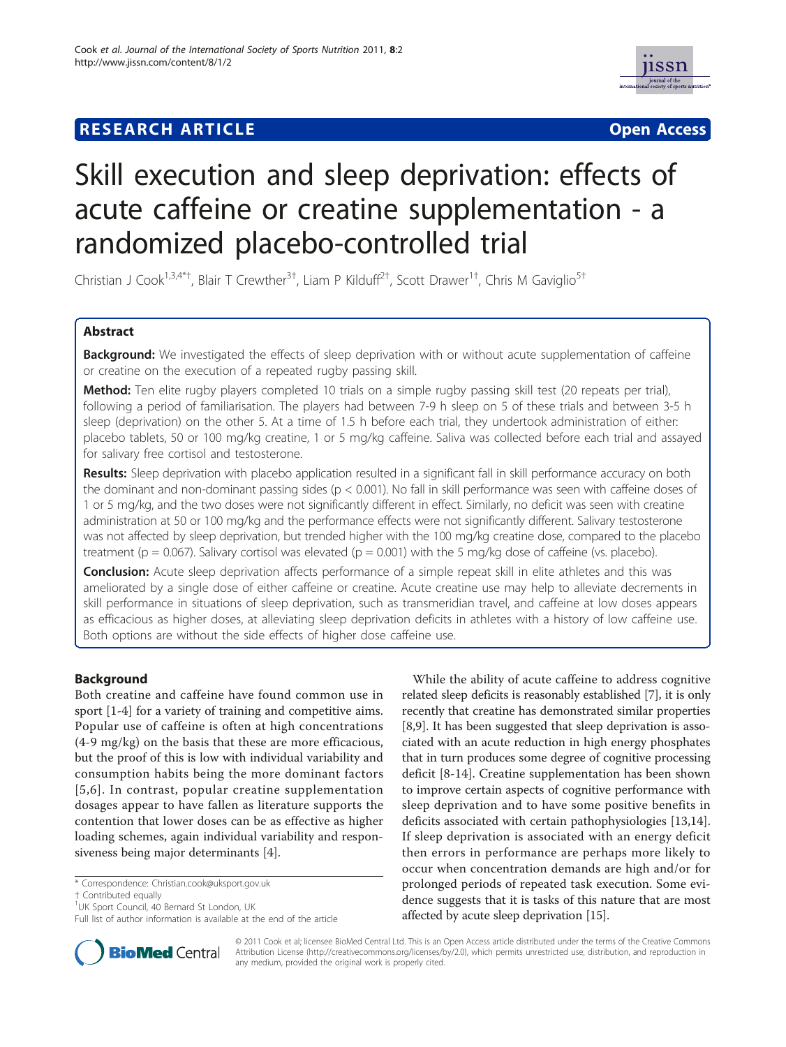**RESEARCH ARTICLE** **Open Access**

# Skill execution and sleep deprivation: effects of acute caffeine or creatine supplementation - a randomized placebo-controlled trial

Christian J Cook[1,3,4*†], Blair T Crewther[3†], Liam P Kilduff[2†], Scott Drawer[1†], Chris M Gaviglio[5†]

## Abstract

**Background:** We investigated the effects of sleep deprivation with or without acute supplementation of caffeine or creatine on the execution of a repeated rugby passing skill.

**Method:** Ten elite rugby players completed 10 trials on a simple rugby passing skill test (20 repeats per trial), following a period of familiarisation. The players had between 7-9 h sleep on 5 of these trials and between 3-5 h sleep (deprivation) on the other 5. At a time of 1.5 h before each trial, they undertook administration of either: placebo tablets, 50 or 100 mg/kg creatine, 1 or 5 mg/kg caffeine. Saliva was collected before each trial and assayed for salivary free cortisol and testosterone.

**Results:** Sleep deprivation with placebo application resulted in a significant fall in skill performance accuracy on both the dominant and non-dominant passing sides ($p < 0.001$). No fall in skill performance was seen with caffeine doses of 1 or 5 mg/kg, and the two doses were not significantly different in effect. Similarly, no deficit was seen with creatine administration at 50 or 100 mg/kg and the performance effects were not significantly different. Salivary testosterone was not affected by sleep deprivation, but trended higher with the 100 mg/kg creatine dose, compared to the placebo treatment ($p = 0.067$). Salivary cortisol was elevated ($p = 0.001$) with the 5 mg/kg dose of caffeine (vs. placebo).

**Conclusion:** Acute sleep deprivation affects performance of a simple repeat skill in elite athletes and this was ameliorated by a single dose of either caffeine or creatine. Acute creatine use may help to alleviate decrements in skill performance in situations of sleep deprivation, such as transmeridian travel, and caffeine at low doses appears as efficacious as higher doses, at alleviating sleep deprivation deficits in athletes with a history of low caffeine use. Both options are without the side effects of higher dose caffeine use.

## Background

Both creatine and caffeine have found common use in sport [1-4] for a variety of training and competitive aims. Popular use of caffeine is often at high concentrations (4-9 mg/kg) on the basis that these are more efficacious, but the proof of this is low with individual variability and consumption habits being the more dominant factors [5,6]. In contrast, popular creatine supplementation dosages appear to have fallen as literature supports the contention that lower doses can be as effective as higher loading schemes, again individual variability and responsiveness being major determinants [4].

While the ability of acute caffeine to address cognitive related sleep deficits is reasonably established [7], it is only recently that creatine has demonstrated similar properties [8,9]. It has been suggested that sleep deprivation is associated with an acute reduction in high energy phosphates that in turn produces some degree of cognitive processing deficit [8-14]. Creatine supplementation has been shown to improve certain aspects of cognitive performance with sleep deprivation and to have some positive benefits in deficits associated with certain pathophysiologies [13,14]. If sleep deprivation is associated with an energy deficit then errors in performance are perhaps more likely to occur when concentration demands are high and/or for prolonged periods of repeated task execution. Some evidence suggests that it is tasks of this nature that are most affected by acute sleep deprivation [15].

\* Correspondence: Christian.cook@uksport.gov.uk
† Contributed equally
[1]UK Sport Council, 40 Bernard St London, UK
Full list of author information is available at the end of the article

© 2011 Cook et al; licensee BioMed Central Ltd. This is an Open Access article distributed under the terms of the Creative Commons Attribution License (http://creativecommons.org/licenses/by/2.0), which permits unrestricted use, distribution, and reproduction in any medium, provided the original work is properly cited.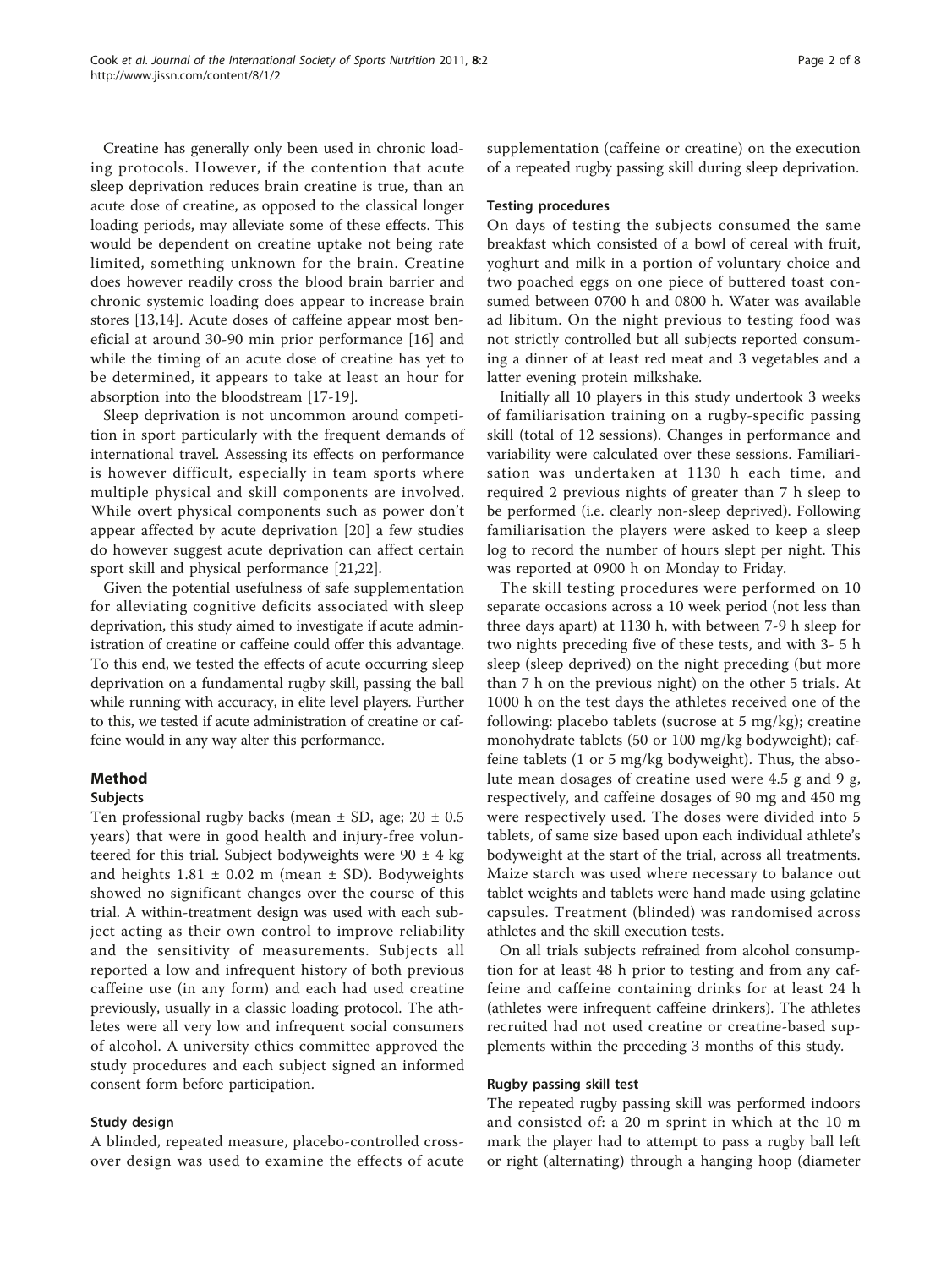Creatine has generally only been used in chronic loading protocols. However, if the contention that acute sleep deprivation reduces brain creatine is true, than an acute dose of creatine, as opposed to the classical longer loading periods, may alleviate some of these effects. This would be dependent on creatine uptake not being rate limited, something unknown for the brain. Creatine does however readily cross the blood brain barrier and chronic systemic loading does appear to increase brain stores [13,14]. Acute doses of caffeine appear most beneficial at around 30-90 min prior performance [16] and while the timing of an acute dose of creatine has yet to be determined, it appears to take at least an hour for absorption into the bloodstream [17-19].

Sleep deprivation is not uncommon around competition in sport particularly with the frequent demands of international travel. Assessing its effects on performance is however difficult, especially in team sports where multiple physical and skill components are involved. While overt physical components such as power don't appear affected by acute deprivation [20] a few studies do however suggest acute deprivation can affect certain sport skill and physical performance [21,22].

Given the potential usefulness of safe supplementation for alleviating cognitive deficits associated with sleep deprivation, this study aimed to investigate if acute administration of creatine or caffeine could offer this advantage. To this end, we tested the effects of acute occurring sleep deprivation on a fundamental rugby skill, passing the ball while running with accuracy, in elite level players. Further to this, we tested if acute administration of creatine or caffeine would in any way alter this performance.

## Method

### Subjects

Ten professional rugby backs (mean ± SD, age; 20 ± 0.5 years) that were in good health and injury-free volunteered for this trial. Subject bodyweights were 90 ± 4 kg and heights 1.81 ± 0.02 m (mean ± SD). Bodyweights showed no significant changes over the course of this trial. A within-treatment design was used with each subject acting as their own control to improve reliability and the sensitivity of measurements. Subjects all reported a low and infrequent history of both previous caffeine use (in any form) and each had used creatine previously, usually in a classic loading protocol. The athletes were all very low and infrequent social consumers of alcohol. A university ethics committee approved the study procedures and each subject signed an informed consent form before participation.

### Study design

A blinded, repeated measure, placebo-controlled crossover design was used to examine the effects of acute supplementation (caffeine or creatine) on the execution of a repeated rugby passing skill during sleep deprivation.

### Testing procedures

On days of testing the subjects consumed the same breakfast which consisted of a bowl of cereal with fruit, yoghurt and milk in a portion of voluntary choice and two poached eggs on one piece of buttered toast consumed between 0700 h and 0800 h. Water was available ad libitum. On the night previous to testing food was not strictly controlled but all subjects reported consuming a dinner of at least red meat and 3 vegetables and a latter evening protein milkshake.

Initially all 10 players in this study undertook 3 weeks of familiarisation training on a rugby-specific passing skill (total of 12 sessions). Changes in performance and variability were calculated over these sessions. Familiarisation was undertaken at 1130 h each time, and required 2 previous nights of greater than 7 h sleep to be performed (i.e. clearly non-sleep deprived). Following familiarisation the players were asked to keep a sleep log to record the number of hours slept per night. This was reported at 0900 h on Monday to Friday.

The skill testing procedures were performed on 10 separate occasions across a 10 week period (not less than three days apart) at 1130 h, with between 7-9 h sleep for two nights preceding five of these tests, and with 3- 5 h sleep (sleep deprived) on the night preceding (but more than 7 h on the previous night) on the other 5 trials. At 1000 h on the test days the athletes received one of the following: placebo tablets (sucrose at 5 mg/kg); creatine monohydrate tablets (50 or 100 mg/kg bodyweight); caffeine tablets (1 or 5 mg/kg bodyweight). Thus, the absolute mean dosages of creatine used were 4.5 g and 9 g, respectively, and caffeine dosages of 90 mg and 450 mg were respectively used. The doses were divided into 5 tablets, of same size based upon each individual athlete's bodyweight at the start of the trial, across all treatments. Maize starch was used where necessary to balance out tablet weights and tablets were hand made using gelatine capsules. Treatment (blinded) was randomised across athletes and the skill execution tests.

On all trials subjects refrained from alcohol consumption for at least 48 h prior to testing and from any caffeine and caffeine containing drinks for at least 24 h (athletes were infrequent caffeine drinkers). The athletes recruited had not used creatine or creatine-based supplements within the preceding 3 months of this study.

### Rugby passing skill test

The repeated rugby passing skill was performed indoors and consisted of: a 20 m sprint in which at the 10 m mark the player had to attempt to pass a rugby ball left or right (alternating) through a hanging hoop (diameter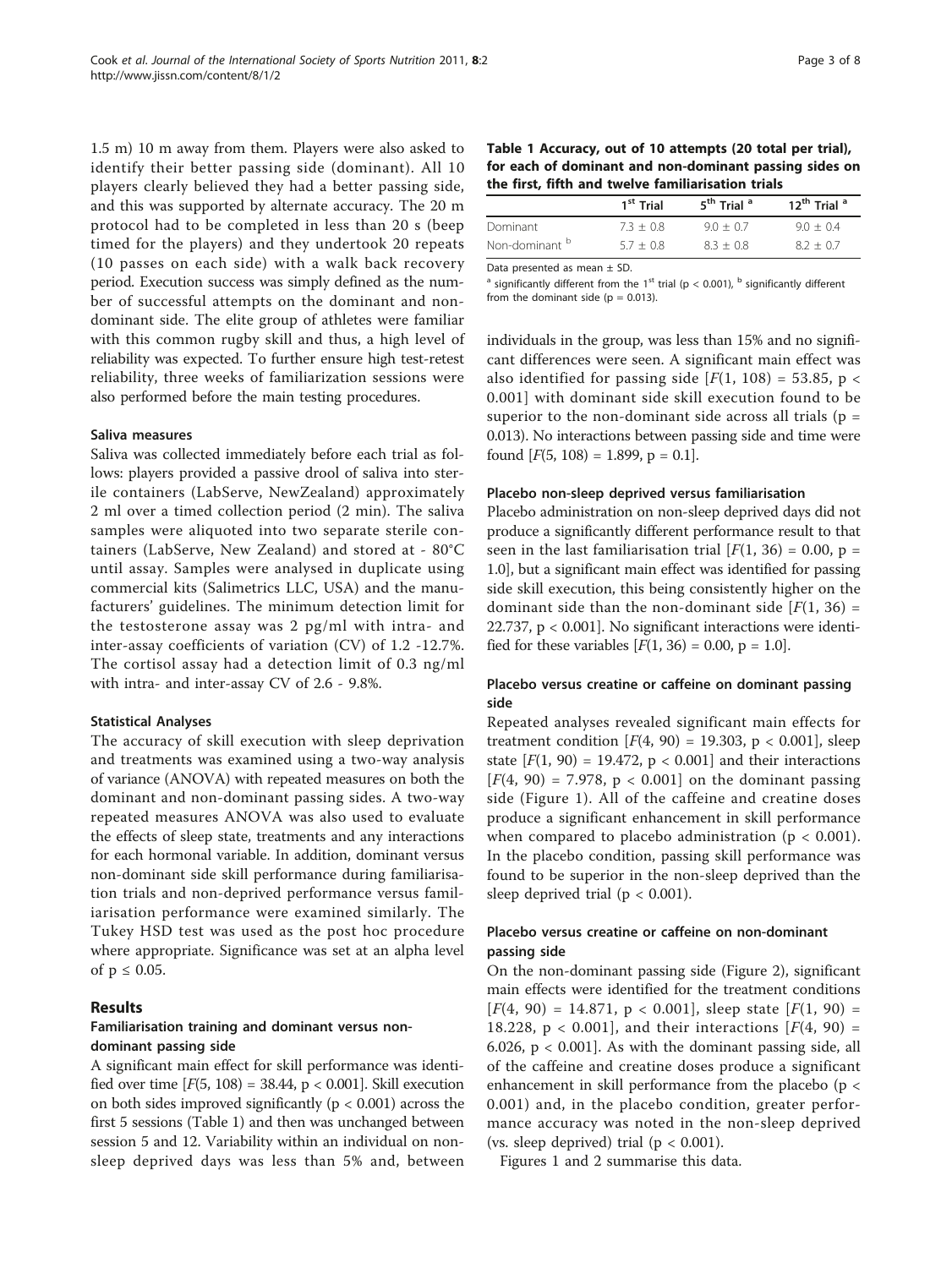1.5 m) 10 m away from them. Players were also asked to identify their better passing side (dominant). All 10 players clearly believed they had a better passing side, and this was supported by alternate accuracy. The 20 m protocol had to be completed in less than 20 s (beep timed for the players) and they undertook 20 repeats (10 passes on each side) with a walk back recovery period. Execution success was simply defined as the number of successful attempts on the dominant and non-dominant side. The elite group of athletes were familiar with this common rugby skill and thus, a high level of reliability was expected. To further ensure high test-retest reliability, three weeks of familiarization sessions were also performed before the main testing procedures.

#### Saliva measures

Saliva was collected immediately before each trial as follows: players provided a passive drool of saliva into sterile containers (LabServe, NewZealand) approximately 2 ml over a timed collection period (2 min). The saliva samples were aliquoted into two separate sterile containers (LabServe, New Zealand) and stored at - 80°C until assay. Samples were analysed in duplicate using commercial kits (Salimetrics LLC, USA) and the manufacturers' guidelines. The minimum detection limit for the testosterone assay was 2 pg/ml with intra- and inter-assay coefficients of variation (CV) of 1.2 -12.7%. The cortisol assay had a detection limit of 0.3 ng/ml with intra- and inter-assay CV of 2.6 - 9.8%.

#### Statistical Analyses

The accuracy of skill execution with sleep deprivation and treatments was examined using a two-way analysis of variance (ANOVA) with repeated measures on both the dominant and non-dominant passing sides. A two-way repeated measures ANOVA was also used to evaluate the effects of sleep state, treatments and any interactions for each hormonal variable. In addition, dominant versus non-dominant side skill performance during familiarisation trials and non-deprived performance versus familiarisation performance were examined similarly. The Tukey HSD test was used as the post hoc procedure where appropriate. Significance was set at an alpha level of $p \leq 0.05$.

## Results

### Familiarisation training and dominant versus non-dominant passing side

A significant main effect for skill performance was identified over time [$F(5, 108) = 38.44$, $p < 0.001$]. Skill execution on both sides improved significantly ($p < 0.001$) across the first 5 sessions (Table 1) and then was unchanged between session 5 and 12. Variability within an individual on non-sleep deprived days was less than 5% and, between individuals in the group, was less than 15% and no significant differences were seen. A significant main effect was also identified for passing side [$F(1, 108) = 53.85$, $p < 0.001$] with dominant side skill execution found to be superior to the non-dominant side across all trials ($p = 0.013$). No interactions between passing side and time were found [$F(5, 108) = 1.899$, $p = 0.1$].

**Table 1 Accuracy, out of 10 attempts (20 total per trial), for each of dominant and non-dominant passing sides on the first, fifth and twelve familiarisation trials**

| | 1st Trial | 5th Trial [a] | 12th Trial [a] |
|---|---|---|---|
| Dominant | 7.3 ± 0.8 | 9.0 ± 0.7 | 9.0 ± 0.4 |
| Non-dominant [b] | 5.7 ± 0.8 | 8.3 ± 0.8 | 8.2 ± 0.7 |

Data presented as mean ± SD.

[a] significantly different from the 1st trial ($p < 0.001$), [b] significantly different from the dominant side ($p = 0.013$).

#### Placebo non-sleep deprived versus familiarisation

Placebo administration on non-sleep deprived days did not produce a significantly different performance result to that seen in the last familiarisation trial [$F(1, 36) = 0.00$, $p = 1.0$], but a significant main effect was identified for passing side skill execution, this being consistently higher on the dominant side than the non-dominant side [$F(1, 36) = 22.737$, $p < 0.001$]. No significant interactions were identified for these variables [$F(1, 36) = 0.00$, $p = 1.0$].

#### Placebo versus creatine or caffeine on dominant passing side

Repeated analyses revealed significant main effects for treatment condition [$F(4, 90) = 19.303$, $p < 0.001$], sleep state [$F(1, 90) = 19.472$, $p < 0.001$] and their interactions [$F(4, 90) = 7.978$, $p < 0.001$] on the dominant passing side (Figure 1). All of the caffeine and creatine doses produce a significant enhancement in skill performance when compared to placebo administration ($p < 0.001$). In the placebo condition, passing skill performance was found to be superior in the non-sleep deprived than the sleep deprived trial ($p < 0.001$).

#### Placebo versus creatine or caffeine on non-dominant passing side

On the non-dominant passing side (Figure 2), significant main effects were identified for the treatment conditions [$F(4, 90) = 14.871$, $p < 0.001$], sleep state [$F(1, 90) = 18.228$, $p < 0.001$], and their interactions [$F(4, 90) = 6.026$, $p < 0.001$]. As with the dominant passing side, all of the caffeine and creatine doses produce a significant enhancement in skill performance from the placebo ($p < 0.001$) and, in the placebo condition, greater performance accuracy was noted in the non-sleep deprived (vs. sleep deprived) trial ($p < 0.001$).

Figures 1 and 2 summarise this data.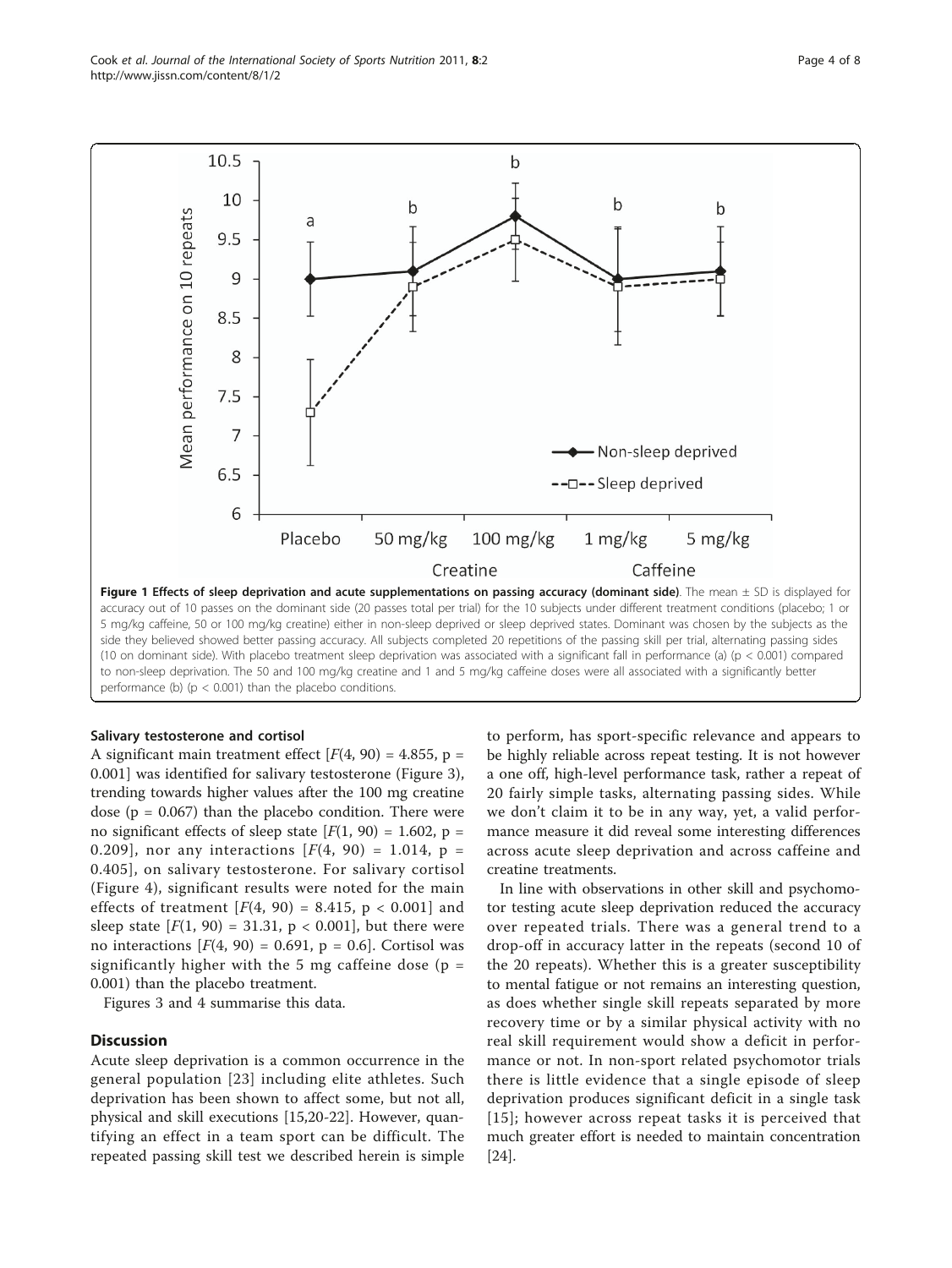**Figure 1 Effects of sleep deprivation and acute supplementations on passing accuracy (dominant side)**. The mean ± SD is displayed for accuracy out of 10 passes on the dominant side (20 passes total per trial) for the 10 subjects under different treatment conditions (placebo; 1 or 5 mg/kg caffeine, 50 or 100 mg/kg creatine) either in non-sleep deprived or sleep deprived states. Dominant was chosen by the subjects as the side they believed showed better passing accuracy. All subjects completed 20 repetitions of the passing skill per trial, alternating passing sides (10 on dominant side). With placebo treatment sleep deprivation was associated with a significant fall in performance (a) ($p < 0.001$) compared to non-sleep deprivation. The 50 and 100 mg/kg creatine and 1 and 5 mg/kg caffeine doses were all associated with a significantly better performance (b) ($p < 0.001$) than the placebo conditions.

#### Salivary testosterone and cortisol

A significant main treatment effect [$F(4, 90) = 4.855$, $p = 0.001$] was identified for salivary testosterone (Figure 3), trending towards higher values after the 100 mg creatine dose ($p = 0.067$) than the placebo condition. There were no significant effects of sleep state [$F(1, 90) = 1.602$, $p = 0.209$], nor any interactions [$F(4, 90) = 1.014$, $p = 0.405$], on salivary testosterone. For salivary cortisol (Figure 4), significant results were noted for the main effects of treatment [$F(4, 90) = 8.415$, $p < 0.001$] and sleep state [$F(1, 90) = 31.31$, $p < 0.001$], but there were no interactions [$F(4, 90) = 0.691$, $p = 0.6$]. Cortisol was significantly higher with the 5 mg caffeine dose ($p = 0.001$) than the placebo treatment.

Figures 3 and 4 summarise this data.

## Discussion

Acute sleep deprivation is a common occurrence in the general population [23] including elite athletes. Such deprivation has been shown to affect some, but not all, physical and skill executions [15,20-22]. However, quantifying an effect in a team sport can be difficult. The repeated passing skill test we described herein is simple to perform, has sport-specific relevance and appears to be highly reliable across repeat testing. It is not however a one off, high-level performance task, rather a repeat of 20 fairly simple tasks, alternating passing sides. While we don't claim it to be in any way, yet, a valid performance measure it did reveal some interesting differences across acute sleep deprivation and across caffeine and creatine treatments.

In line with observations in other skill and psychomotor testing acute sleep deprivation reduced the accuracy over repeated trials. There was a general trend to a drop-off in accuracy latter in the repeats (second 10 of the 20 repeats). Whether this is a greater susceptibility to mental fatigue or not remains an interesting question, as does whether single skill repeats separated by more recovery time or by a similar physical activity with no real skill requirement would show a deficit in performance or not. In non-sport related psychomotor trials there is little evidence that a single episode of sleep deprivation produces significant deficit in a single task [15]; however across repeat tasks it is perceived that much greater effort is needed to maintain concentration [24].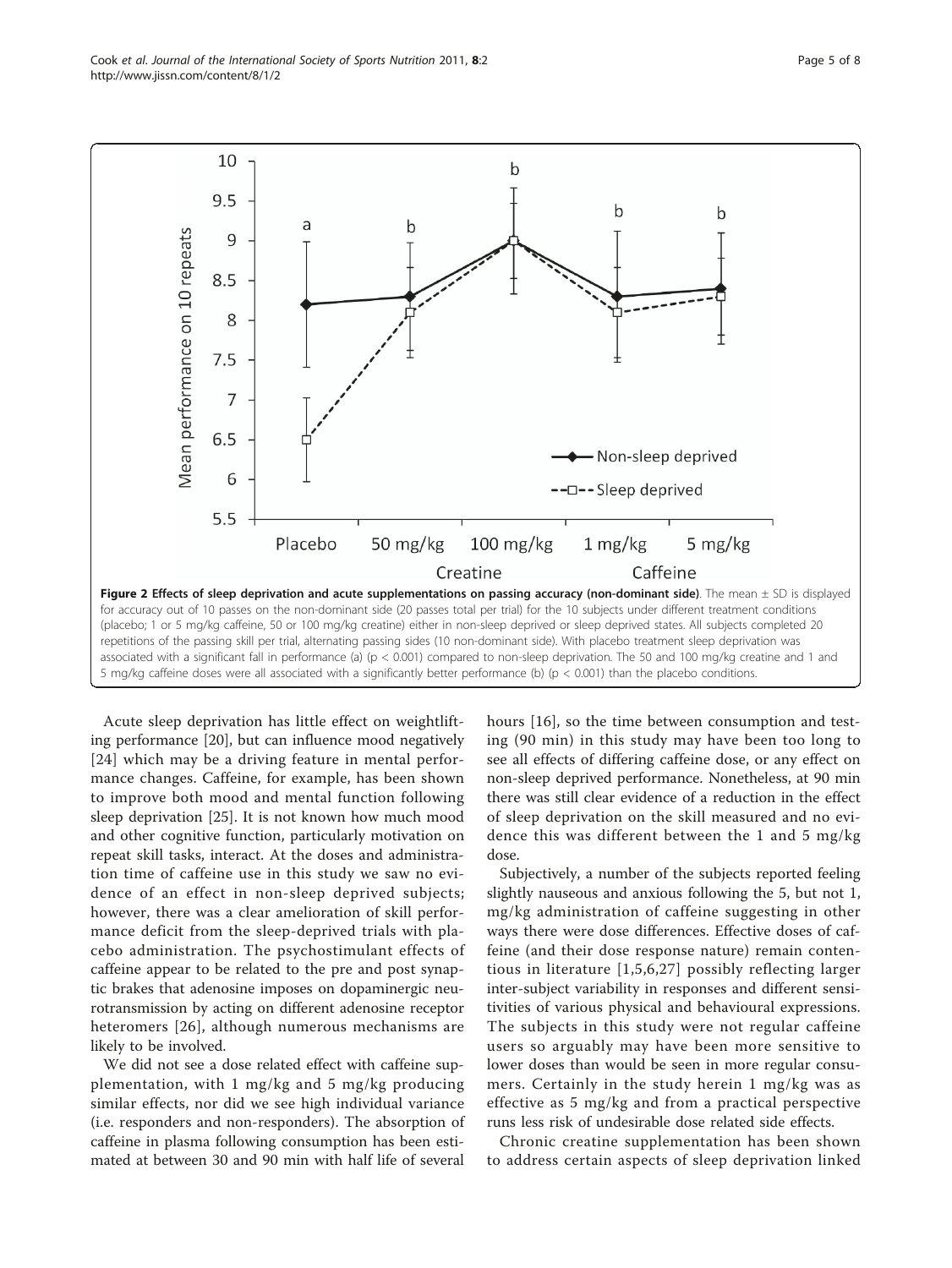**Figure 2 Effects of sleep deprivation and acute supplementations on passing accuracy (non-dominant side)**. The mean ± SD is displayed for accuracy out of 10 passes on the non-dominant side (20 passes total per trial) for the 10 subjects under different treatment conditions (placebo; 1 or 5 mg/kg caffeine, 50 or 100 mg/kg creatine) either in non-sleep deprived or sleep deprived states. All subjects completed 20 repetitions of the passing skill per trial, alternating passing sides (10 non-dominant side). With placebo treatment sleep deprivation was associated with a significant fall in performance (a) ($p < 0.001$) compared to non-sleep deprivation. The 50 and 100 mg/kg creatine and 1 and 5 mg/kg caffeine doses were all associated with a significantly better performance (b) ($p < 0.001$) than the placebo conditions.

Acute sleep deprivation has little effect on weightlifting performance [20], but can influence mood negatively [24] which may be a driving feature in mental performance changes. Caffeine, for example, has been shown to improve both mood and mental function following sleep deprivation [25]. It is not known how much mood and other cognitive function, particularly motivation on repeat skill tasks, interact. At the doses and administration time of caffeine use in this study we saw no evidence of an effect in non-sleep deprived subjects; however, there was a clear amelioration of skill performance deficit from the sleep-deprived trials with placebo administration. The psychostimulant effects of caffeine appear to be related to the pre and post synaptic brakes that adenosine imposes on dopaminergic neurotransmission by acting on different adenosine receptor heteromers [26], although numerous mechanisms are likely to be involved.

We did not see a dose related effect with caffeine supplementation, with 1 mg/kg and 5 mg/kg producing similar effects, nor did we see high individual variance (i.e. responders and non-responders). The absorption of caffeine in plasma following consumption has been estimated at between 30 and 90 min with half life of several hours [16], so the time between consumption and testing (90 min) in this study may have been too long to see all effects of differing caffeine dose, or any effect on non-sleep deprived performance. Nonetheless, at 90 min there was still clear evidence of a reduction in the effect of sleep deprivation on the skill measured and no evidence this was different between the 1 and 5 mg/kg dose.

Subjectively, a number of the subjects reported feeling slightly nauseous and anxious following the 5, but not 1, mg/kg administration of caffeine suggesting in other ways there were dose differences. Effective doses of caffeine (and their dose response nature) remain contentious in literature [1,5,6,27] possibly reflecting larger inter-subject variability in responses and different sensitivities of various physical and behavioural expressions. The subjects in this study were not regular caffeine users so arguably may have been more sensitive to lower doses than would be seen in more regular consumers. Certainly in the study herein 1 mg/kg was as effective as 5 mg/kg and from a practical perspective runs less risk of undesirable dose related side effects.

Chronic creatine supplementation has been shown to address certain aspects of sleep deprivation linked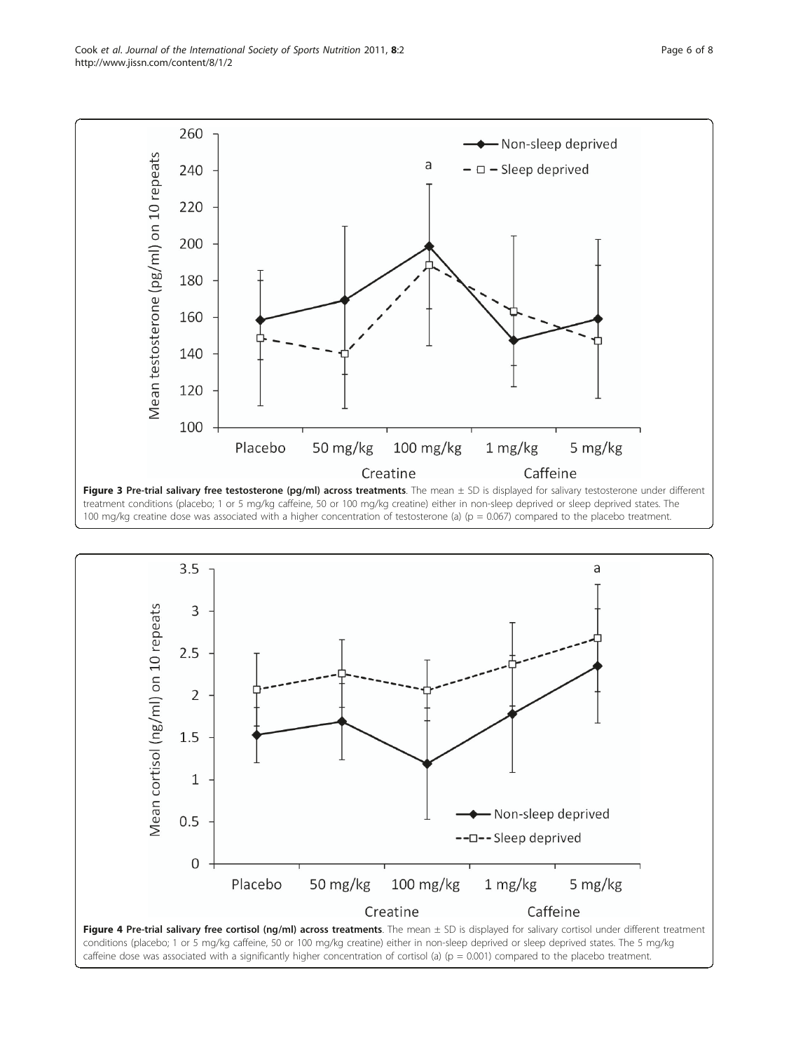**Figure 3 Pre-trial salivary free testosterone (pg/ml) across treatments**. The mean ± SD is displayed for salivary testosterone under different treatment conditions (placebo; 1 or 5 mg/kg caffeine, 50 or 100 mg/kg creatine) either in non-sleep deprived or sleep deprived states. The 100 mg/kg creatine dose was associated with a higher concentration of testosterone (a) ($p = 0.067$) compared to the placebo treatment.

**Figure 4 Pre-trial salivary free cortisol (ng/ml) across treatments**. The mean ± SD is displayed for salivary cortisol under different treatment conditions (placebo; 1 or 5 mg/kg caffeine, 50 or 100 mg/kg creatine) either in non-sleep deprived or sleep deprived states. The 5 mg/kg caffeine dose was associated with a significantly higher concentration of cortisol (a) ($p = 0.001$) compared to the placebo treatment.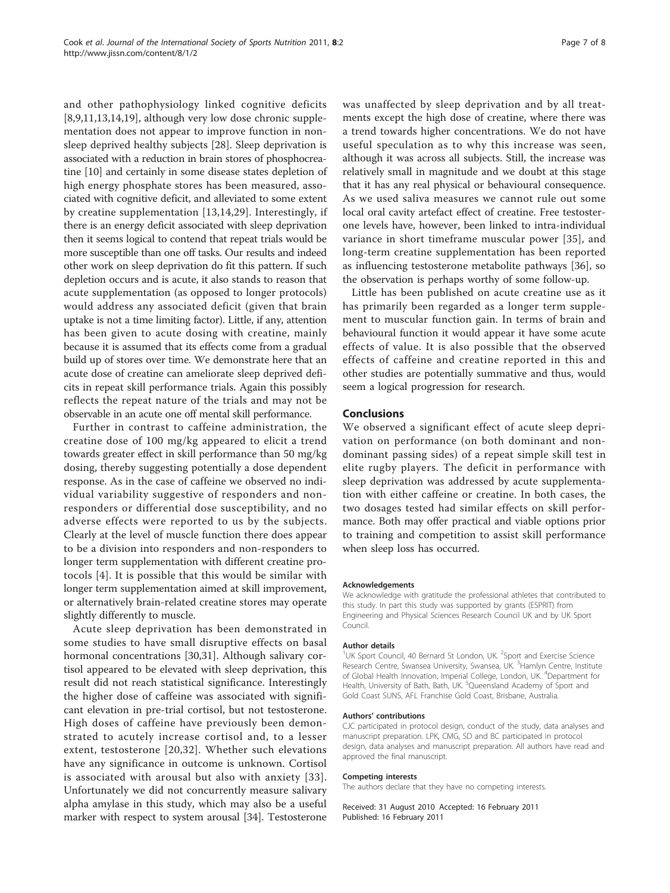and other pathophysiology linked cognitive deficits [8,9,11,13,14,19], although very low dose chronic supplementation does not appear to improve function in non-sleep deprived healthy subjects [28]. Sleep deprivation is associated with a reduction in brain stores of phosphocreatine [10] and certainly in some disease states depletion of high energy phosphate stores has been measured, associated with cognitive deficit, and alleviated to some extent by creatine supplementation [13,14,29]. Interestingly, if there is an energy deficit associated with sleep deprivation then it seems logical to contend that repeat trials would be more susceptible than one off tasks. Our results and indeed other work on sleep deprivation do fit this pattern. If such depletion occurs and is acute, it also stands to reason that acute supplementation (as opposed to longer protocols) would address any associated deficit (given that brain uptake is not a time limiting factor). Little, if any, attention has been given to acute dosing with creatine, mainly because it is assumed that its effects come from a gradual build up of stores over time. We demonstrate here that an acute dose of creatine can ameliorate sleep deprived deficits in repeat skill performance trials. Again this possibly reflects the repeat nature of the trials and may not be observable in an acute one off mental skill performance.

Further in contrast to caffeine administration, the creatine dose of 100 mg/kg appeared to elicit a trend towards greater effect in skill performance than 50 mg/kg dosing, thereby suggesting potentially a dose dependent response. As in the case of caffeine we observed no individual variability suggestive of responders and non-responders or differential dose susceptibility, and no adverse effects were reported to us by the subjects. Clearly at the level of muscle function there does appear to be a division into responders and non-responders to longer term supplementation with different creatine protocols [4]. It is possible that this would be similar with longer term supplementation aimed at skill improvement, or alternatively brain-related creatine stores may operate slightly differently to muscle.

Acute sleep deprivation has been demonstrated in some studies to have small disruptive effects on basal hormonal concentrations [30,31]. Although salivary cortisol appeared to be elevated with sleep deprivation, this result did not reach statistical significance. Interestingly the higher dose of caffeine was associated with significant elevation in pre-trial cortisol, but not testosterone. High doses of caffeine have previously been demonstrated to acutely increase cortisol and, to a lesser extent, testosterone [20,32]. Whether such elevations have any significance in outcome is unknown. Cortisol is associated with arousal but also with anxiety [33]. Unfortunately we did not concurrently measure salivary alpha amylase in this study, which may also be a useful marker with respect to system arousal [34]. Testosterone was unaffected by sleep deprivation and by all treatments except the high dose of creatine, where there was a trend towards higher concentrations. We do not have useful speculation as to why this increase was seen, although it was across all subjects. Still, the increase was relatively small in magnitude and we doubt at this stage that it has any real physical or behavioural consequence. As we used saliva measures we cannot rule out some local oral cavity artefact effect of creatine. Free testosterone levels have, however, been linked to intra-individual variance in short timeframe muscular power [35], and long-term creatine supplementation has been reported as influencing testosterone metabolite pathways [36], so the observation is perhaps worthy of some follow-up.

Little has been published on acute creatine use as it has primarily been regarded as a longer term supplement to muscular function gain. In terms of brain and behavioural function it would appear it have some acute effects of value. It is also possible that the observed effects of caffeine and creatine reported in this and other studies are potentially summative and thus, would seem a logical progression for research.

## Conclusions

We observed a significant effect of acute sleep deprivation on performance (on both dominant and non-dominant passing sides) of a repeat simple skill test in elite rugby players. The deficit in performance with sleep deprivation was addressed by acute supplementation with either caffeine or creatine. In both cases, the two dosages tested had similar effects on skill performance. Both may offer practical and viable options prior to training and competition to assist skill performance when sleep loss has occurred.

#### Acknowledgements

We acknowledge with gratitude the professional athletes that contributed to this study. In part this study was supported by grants (ESPRIT) from Engineering and Physical Sciences Research Council UK and by UK Sport Council.

#### Author details

[1]UK Sport Council, 40 Bernard St London, UK. [2]Sport and Exercise Science Research Centre, Swansea University, Swansea, UK. [3]Hamlyn Centre, Institute of Global Health Innovation, Imperial College, London, UK. [4]Department for Health, University of Bath, Bath, UK. [5]Queensland Academy of Sport and Gold Coast SUNS, AFL Franchise Gold Coast, Brisbane, Australia.

#### Authors' contributions

CJC participated in protocol design, conduct of the study, data analyses and manuscript preparation. LPK, CMG, SD and BC participated in protocol design, data analyses and manuscript preparation. All authors have read and approved the final manuscript.

#### Competing interests

The authors declare that they have no competing interests.

Received: 31 August 2010 Accepted: 16 February 2011
Published: 16 February 2011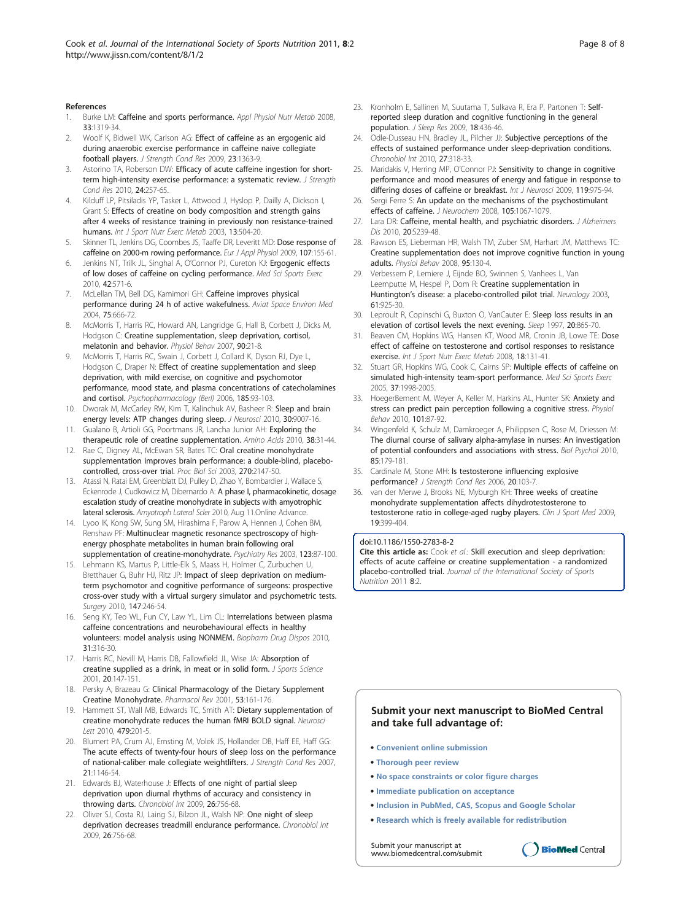## References

1. Burke LM: **Caffeine and sports performance.** *Appl Physiol Nutr Metab* 2008, **33**:1319-34.
2. Woolf K, Bidwell WK, Carlson AG: **Effect of caffeine as an ergogenic aid during anaerobic exercise performance in caffeine naive collegiate football players.** *J Strength Cond Res* 2009, **23**:1363-9.
3. Astorino TA, Roberson DW: **Efficacy of acute caffeine ingestion for short-term high-intensity exercise performance: a systematic review.** *J Strength Cond Res* 2010, **24**:257-65.
4. Kilduff LP, Pitsiladis YP, Tasker L, Attwood J, Hyslop P, Dailly A, Dickson I, Grant S: **Effects of creatine on body composition and strength gains after 4 weeks of resistance training in previously non resistance-trained humans.** *Int J Sport Nutr Exerc Metab* 2003, **13**:504-20.
5. Skinner TL, Jenkins DG, Coombes JS, Taaffe DR, Leveritt MD: **Dose response of caffeine on 2000-m rowing performance.** *Eur J Appl Physiol* 2009, **107**:155-61.
6. Jenkins NT, Trilk JL, Singhal A, O'Connor PJ, Cureton KJ: **Ergogenic effects of low doses of caffeine on cycling performance.** *Med Sci Sports Exerc* 2010, **42**:571-6.
7. McLellan TM, Bell DG, Kamimori GH: **Caffeine improves physical performance during 24 h of active wakefulness.** *Aviat Space Environ Med* 2004, **75**:666-72.
8. McMorris T, Harris RC, Howard AN, Langridge G, Hall B, Corbett J, Dicks M, Hodgson C: **Creatine supplementation, sleep deprivation, cortisol, melatonin and behavior.** *Physiol Behav* 2007, **90**:21-8.
9. McMorris T, Harris RC, Swain J, Corbett J, Collard K, Dyson RJ, Dye L, Hodgson C, Draper N: **Effect of creatine supplementation and sleep deprivation, with mild exercise, on cognitive and psychomotor performance, mood state, and plasma concentrations of catecholamines and cortisol.** *Psychopharmacology (Berl)* 2006, **185**:93-103.
10. Dworak M, McCarley RW, Kim T, Kalinchuk AV, Basheer R: **Sleep and brain energy levels: ATP changes during sleep.** *J Neurosci* 2010, **30**:9007-16.
11. Gualano B, Artioli GG, Poortmans JR, Lancha Junior AH: **Exploring the therapeutic role of creatine supplementation.** *Amino Acids* 2010, **38**:31-44.
12. Rae C, Digney AL, McEwan SR, Bates TC: **Oral creatine monohydrate supplementation improves brain performance: a double-blind, placebo-controlled, cross-over trial.** *Proc Biol Sci* 2003, **270**:2147-50.
13. Atassi N, Ratai EM, Greenblatt DJ, Pulley D, Zhao Y, Bombardier J, Wallace S, Eckenrode J, Cudkowicz M, Dibernardo A: **A phase I, pharmacokinetic, dosage escalation study of creatine monohydrate in subjects with amyotrophic lateral sclerosis.** *Amyotroph Lateral Scler* 2010, Aug 11.Online Advance.
14. Lyoo IK, Kong SW, Sung SM, Hirashima F, Parow A, Hennen J, Cohen BM, Renshaw PF: **Multinuclear magnetic resonance spectroscopy of high-energy phosphate metabolites in human brain following oral supplementation of creatine-monohydrate.** *Psychiatry Res* 2003, **123**:87-100.
15. Lehmann KS, Martus P, Little-Elk S, Maass H, Holmer C, Zurbuchen U, Bretthauer G, Buhr HJ, Ritz JP: **Impact of sleep deprivation on medium-term psychomotor and cognitive performance of surgeons: prospective cross-over study with a virtual surgery simulator and psychometric tests.** *Surgery* 2010, **147**:246-54.
16. Seng KY, Teo WL, Fun CY, Law YL, Lim CL: **Interrelations between plasma caffeine concentrations and neurobehavioural effects in healthy volunteers: model analysis using NONMEM.** *Biopharm Drug Dispos* 2010, **31**:316-30.
17. Harris RC, Nevill M, Harris DB, Fallowfield JL, Wise JA: **Absorption of creatine supplied as a drink, in meat or in solid form.** *J Sports Science* 2001, **20**:147-151.
18. Persky A, Brazeau G: **Clinical Pharmacology of the Dietary Supplement Creatine Monohydrate.** *Pharmacol Rev* 2001, **53**:161-176.
19. Hammett ST, Wall MB, Edwards TC, Smith AT: **Dietary supplementation of creatine monohydrate reduces the human fMRI BOLD signal.** *Neurosci Lett* 2010, **479**:201-5.
20. Blumert PA, Crum AJ, Ernsting M, Volek JS, Hollander DB, Haff EE, Haff GG: **The acute effects of twenty-four hours of sleep loss on the performance of national-caliber male collegiate weightlifters.** *J Strength Cond Res* 2007, **21**:1146-54.
21. Edwards BJ, Waterhouse J: **Effects of one night of partial sleep deprivation upon diurnal rhythms of accuracy and consistency in throwing darts.** *Chronobiol Int* 2009, **26**:756-68.
22. Oliver SJ, Costa RJ, Laing SJ, Bilzon JL, Walsh NP: **One night of sleep deprivation decreases treadmill endurance performance.** *Chronobiol Int* 2009, **26**:756-68.
23. Kronholm E, Sallinen M, Suutama T, Sulkava R, Era P, Partonen T: **Self-reported sleep duration and cognitive functioning in the general population.** *J Sleep Res* 2009, **18**:436-46.
24. Odle-Dusseau HN, Bradley JL, Pilcher JJ: **Subjective perceptions of the effects of sustained performance under sleep-deprivation conditions.** *Chronobiol Int* 2010, **27**:318-33.
25. Maridakis V, Herring MP, O'Connor PJ: **Sensitivity to change in cognitive performance and mood measures of energy and fatigue in response to differing doses of caffeine or breakfast.** *Int J Neurosci* 2009, **119**:975-94.
26. Sergi Ferre S: **An update on the mechanisms of the psychostimulant effects of caffeine.** *J Neurochem* 2008, **105**:1067-1079.
27. Lara DR: **Caffeine, mental health, and psychiatric disorders.** *J Alzheimers Dis* 2010, **20**:S239-48.
28. Rawson ES, Lieberman HR, Walsh TM, Zuber SM, Harhart JM, Matthews TC: **Creatine supplementation does not improve cognitive function in young adults.** *Physiol Behav* 2008, **95**:130-4.
29. Verbessem P, Lemiere J, Eijnde BO, Swinnen S, Vanhees L, Van Leemputte M, Hespel P, Dom R: **Creatine supplementation in Huntington's disease: a placebo-controlled pilot trial.** *Neurology* 2003, **61**:925-30.
30. Leproult R, Copinschi G, Buxton O, VanCauter E: **Sleep loss results in an elevation of cortisol levels the next evening.** *Sleep* 1997, **20**:865-70.
31. Beaven CM, Hopkins WG, Hansen KT, Wood MR, Cronin JB, Lowe TE: **Dose effect of caffeine on testosterone and cortisol responses to resistance exercise.** *Int J Sport Nutr Exerc Metab* 2008, **18**:131-41.
32. Stuart GR, Hopkins WG, Cook C, Cairns SP: **Multiple effects of caffeine on simulated high-intensity team-sport performance.** *Med Sci Sports Exerc* 2005, **37**:1998-2005.
33. HoegerBement M, Weyer A, Keller M, Harkins AL, Hunter SK: **Anxiety and stress can predict pain perception following a cognitive stress.** *Physiol Behav* 2010, **101**:87-92.
34. Wingenfeld K, Schulz M, Damkroeger A, Philippsen C, Rose M, Driessen M: **The diurnal course of salivary alpha-amylase in nurses: An investigation of potential confounders and associations with stress.** *Biol Psychol* 2010, **85**:179-181.
35. Cardinale M, Stone MH: **Is testosterone influencing explosive performance?** *J Strength Cond Res* 2006, **20**:103-7.
36. van der Merwe J, Brooks NE, Myburgh KH: **Three weeks of creatine monohydrate supplementation affects dihydrotestosterone to testosterone ratio in college-aged rugby players.** *Clin J Sport Med* 2009, **19**:399-404.

doi:10.1186/1550-2783-8-2

**Cite this article as:** Cook *et al.*: Skill execution and sleep deprivation: effects of acute caffeine or creatine supplementation - a randomized placebo-controlled trial. *Journal of the International Society of Sports Nutrition* 2011 **8**:2.

**Submit your next manuscript to BioMed Central and take full advantage of:**

- **Convenient online submission**
- **Thorough peer review**
- **No space constraints or color figure charges**
- **Immediate publication on acceptance**
- **Inclusion in PubMed, CAS, Scopus and Google Scholar**
- **Research which is freely available for redistribution**

Submit your manuscript at
www.biomedcentral.com/submit

BioMed Central